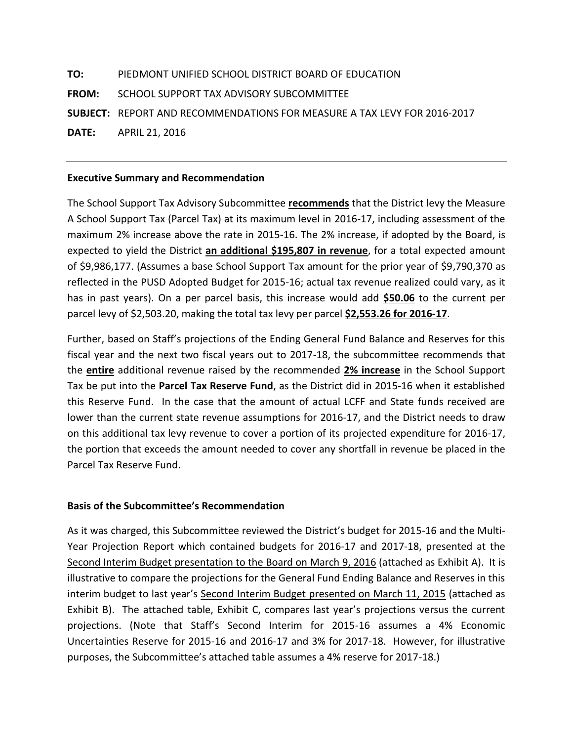**TO:** PIEDMONT UNIFIED SCHOOL DISTRICT BOARD OF EDUCATION

**FROM:** SCHOOL SUPPORT TAX ADVISORY SUBCOMMITTEE

**SUBJECT:** REPORT AND RECOMMENDATIONS FOR MEASURE A TAX LEVY FOR 2016-2017

**DATE:** APRIL 21, 2016

---

**Executive Summary and Recommendation**

The School Support Tax Advisory Subcommittee **recommends** that the District levy the Measure A School Support Tax (Parcel Tax) at its maximum level in 2016-17, including assessment of the maximum 2% increase above the rate in 2015-16. The 2% increase, if adopted by the Board, is expected to yield the District **an additional $195,807 in revenue**, for a total expected amount of $9,986,177. (Assumes a base School Support Tax amount for the prior year of $9,790,370 as reflected in the PUSD Adopted Budget for 2015-16; actual tax revenue realized could vary, as it has in past years). On a per parcel basis, this increase would add **$50.06** to the current per parcel levy of $2,503.20, making the total tax levy per parcel **$2,553.26 for 2016-17**.

Further, based on Staff's projections of the Ending General Fund Balance and Reserves for this fiscal year and the next two fiscal years out to 2017-18, the subcommittee recommends that the **entire** additional revenue raised by the recommended **2% increase** in the School Support Tax be put into the **Parcel Tax Reserve Fund**, as the District did in 2015-16 when it established this Reserve Fund. In the case that the amount of actual LCFF and State funds received are lower than the current state revenue assumptions for 2016-17, and the District needs to draw on this additional tax levy revenue to cover a portion of its projected expenditure for 2016-17, the portion that exceeds the amount needed to cover any shortfall in revenue be placed in the Parcel Tax Reserve Fund.

**Basis of the Subcommittee's Recommendation**

As it was charged, this Subcommittee reviewed the District's budget for 2015-16 and the Multi-Year Projection Report which contained budgets for 2016-17 and 2017-18, presented at the Second Interim Budget presentation to the Board on March 9, 2016 (attached as Exhibit A). It is illustrative to compare the projections for the General Fund Ending Balance and Reserves in this interim budget to last year's Second Interim Budget presented on March 11, 2015 (attached as Exhibit B). The attached table, Exhibit C, compares last year's projections versus the current projections. (Note that Staff's Second Interim for 2015-16 assumes a 4% Economic Uncertainties Reserve for 2015-16 and 2016-17 and 3% for 2017-18. However, for illustrative purposes, the Subcommittee's attached table assumes a 4% reserve for 2017-18.)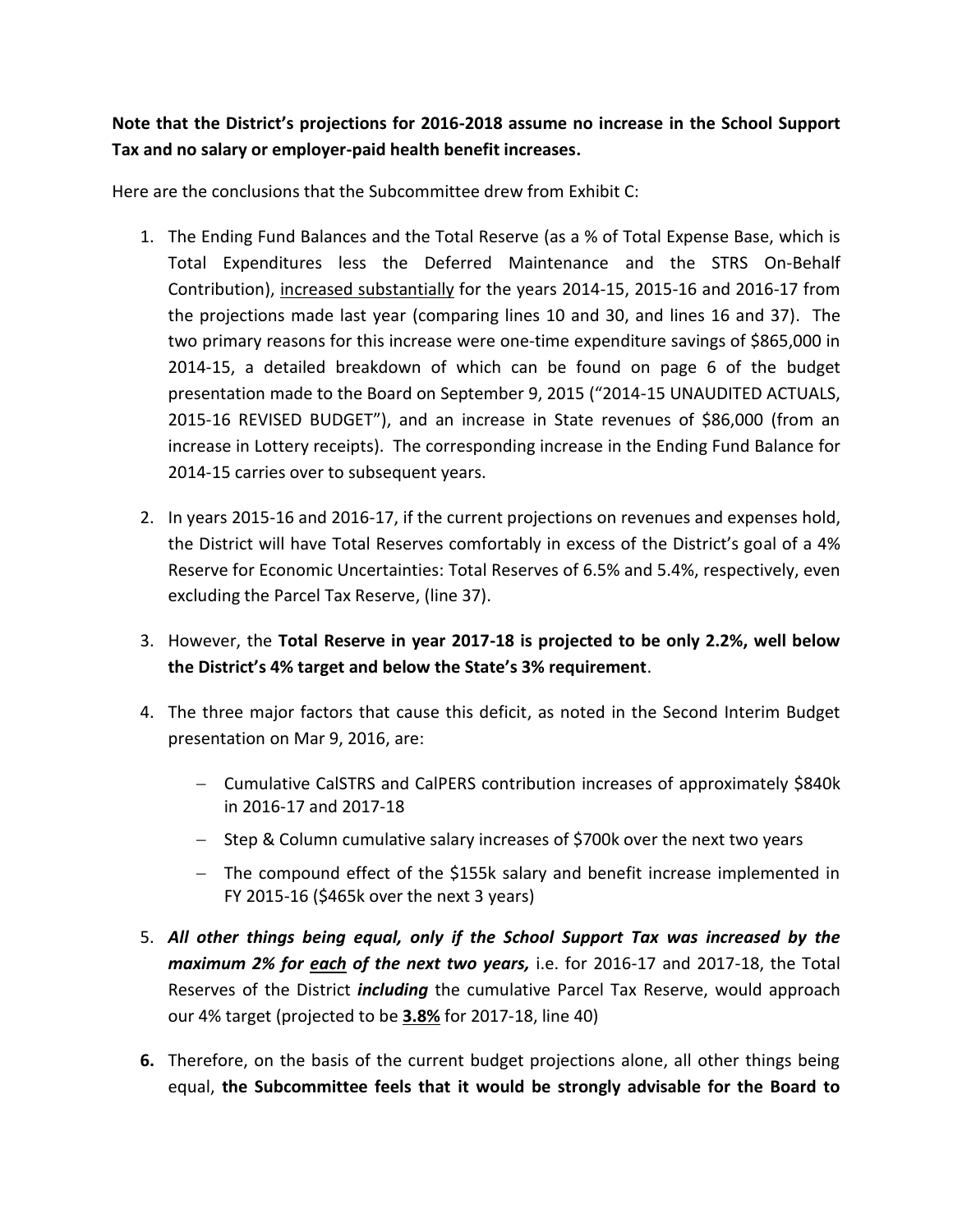**Note that the District's projections for 2016-2018 assume no increase in the School Support Tax and no salary or employer-paid health benefit increases.**

Here are the conclusions that the Subcommittee drew from Exhibit C:

1. The Ending Fund Balances and the Total Reserve (as a % of Total Expense Base, which is Total Expenditures less the Deferred Maintenance and the STRS On-Behalf Contribution), <u>increased substantially</u> for the years 2014-15, 2015-16 and 2016-17 from the projections made last year (comparing lines 10 and 30, and lines 16 and 37). The two primary reasons for this increase were one-time expenditure savings of $865,000 in 2014-15, a detailed breakdown of which can be found on page 6 of the budget presentation made to the Board on September 9, 2015 ("2014-15 UNAUDITED ACTUALS, 2015-16 REVISED BUDGET"), and an increase in State revenues of $86,000 (from an increase in Lottery receipts). The corresponding increase in the Ending Fund Balance for 2014-15 carries over to subsequent years.

2. In years 2015-16 and 2016-17, if the current projections on revenues and expenses hold, the District will have Total Reserves comfortably in excess of the District's goal of a 4% Reserve for Economic Uncertainties: Total Reserves of 6.5% and 5.4%, respectively, even excluding the Parcel Tax Reserve, (line 37).

3. However, the **Total Reserve in year 2017-18 is projected to be only 2.2%, well below the District's 4% target and below the State's 3% requirement**.

4. The three major factors that cause this deficit, as noted in the Second Interim Budget presentation on Mar 9, 2016, are:

   - Cumulative CalSTRS and CalPERS contribution increases of approximately $840k in 2016-17 and 2017-18
   - Step & Column cumulative salary increases of $700k over the next two years
   - The compound effect of the $155k salary and benefit increase implemented in FY 2015-16 ($465k over the next 3 years)

5. ***All other things being equal, only if the School Support Tax was increased by the maximum 2% for <u>each</u> of the next two years,*** i.e. for 2016-17 and 2017-18, the Total Reserves of the District ***including*** the cumulative Parcel Tax Reserve, would approach our 4% target (projected to be **<u>3.8%</u>** for 2017-18, line 40)

6. Therefore, on the basis of the current budget projections alone, all other things being equal, **the Subcommittee feels that it would be strongly advisable for the Board to**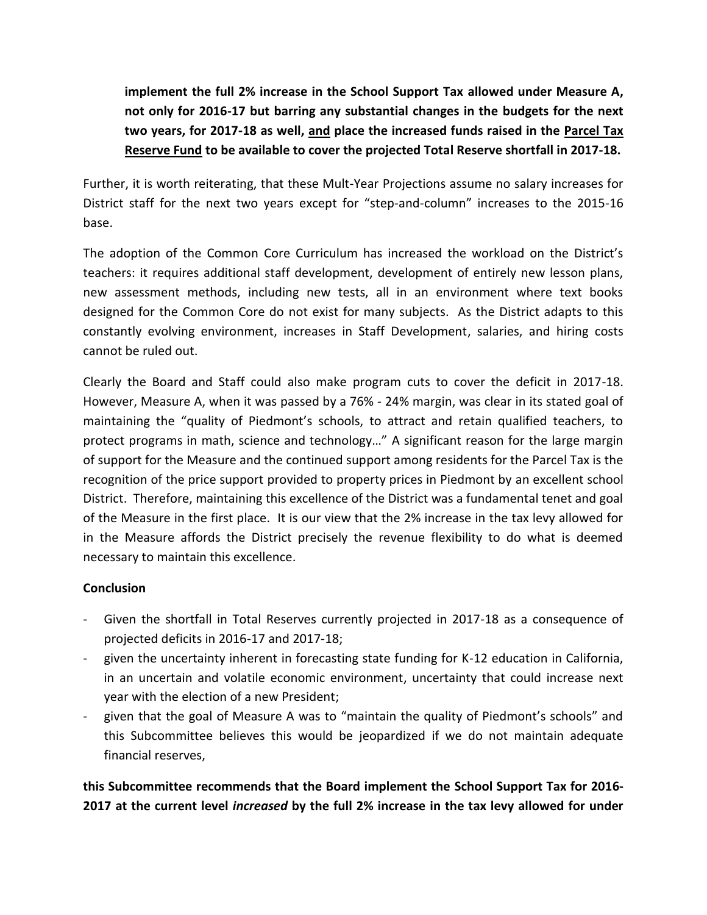**implement the full 2% increase in the School Support Tax allowed under Measure A, not only for 2016-17 but barring any substantial changes in the budgets for the next two years, for 2017-18 as well, <u>and</u> place the increased funds raised in the <u>Parcel Tax Reserve Fund</u> to be available to cover the projected Total Reserve shortfall in 2017-18.**

Further, it is worth reiterating, that these Mult-Year Projections assume no salary increases for District staff for the next two years except for "step-and-column" increases to the 2015-16 base.

The adoption of the Common Core Curriculum has increased the workload on the District's teachers: it requires additional staff development, development of entirely new lesson plans, new assessment methods, including new tests, all in an environment where text books designed for the Common Core do not exist for many subjects. As the District adapts to this constantly evolving environment, increases in Staff Development, salaries, and hiring costs cannot be ruled out.

Clearly the Board and Staff could also make program cuts to cover the deficit in 2017-18. However, Measure A, when it was passed by a 76% - 24% margin, was clear in its stated goal of maintaining the "quality of Piedmont's schools, to attract and retain qualified teachers, to protect programs in math, science and technology…" A significant reason for the large margin of support for the Measure and the continued support among residents for the Parcel Tax is the recognition of the price support provided to property prices in Piedmont by an excellent school District. Therefore, maintaining this excellence of the District was a fundamental tenet and goal of the Measure in the first place. It is our view that the 2% increase in the tax levy allowed for in the Measure affords the District precisely the revenue flexibility to do what is deemed necessary to maintain this excellence.

**Conclusion**

- Given the shortfall in Total Reserves currently projected in 2017-18 as a consequence of projected deficits in 2016-17 and 2017-18;
- given the uncertainty inherent in forecasting state funding for K-12 education in California, in an uncertain and volatile economic environment, uncertainty that could increase next year with the election of a new President;
- given that the goal of Measure A was to "maintain the quality of Piedmont's schools" and this Subcommittee believes this would be jeopardized if we do not maintain adequate financial reserves,

**this Subcommittee recommends that the Board implement the School Support Tax for 2016-2017 at the current level *increased* by the full 2% increase in the tax levy allowed for under**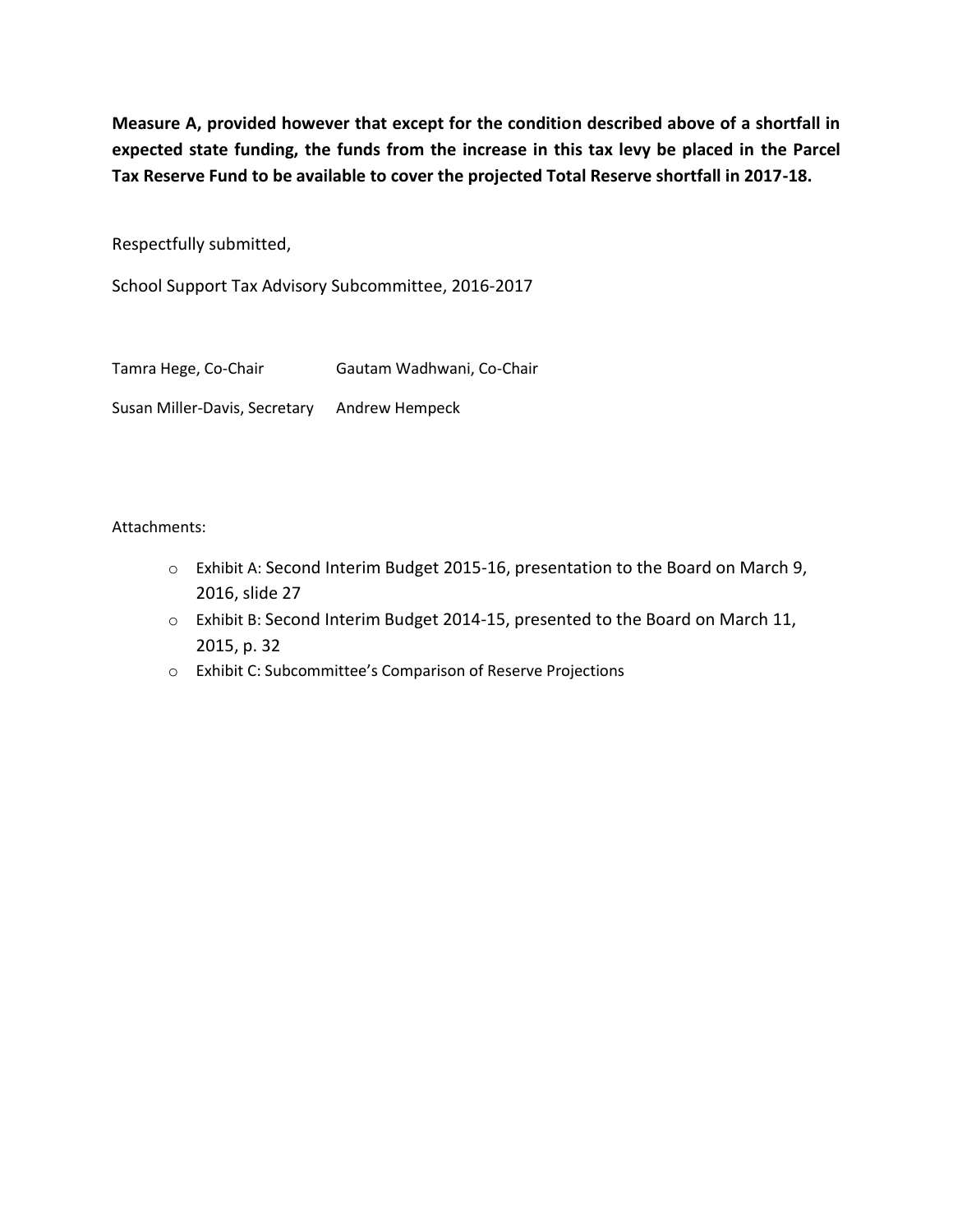**Measure A, provided however that except for the condition described above of a shortfall in expected state funding, the funds from the increase in this tax levy be placed in the Parcel Tax Reserve Fund to be available to cover the projected Total Reserve shortfall in 2017-18.**

Respectfully submitted,

School Support Tax Advisory Subcommittee, 2016-2017

| | |
|---|---|
| Tamra Hege, Co-Chair | Gautam Wadhwani, Co-Chair |
| Susan Miller-Davis, Secretary | Andrew Hempeck |

Attachments:

- Exhibit A: Second Interim Budget 2015-16, presentation to the Board on March 9, 2016, slide 27
- Exhibit B: Second Interim Budget 2014-15, presented to the Board on March 11, 2015, p. 32
- Exhibit C: Subcommittee's Comparison of Reserve Projections